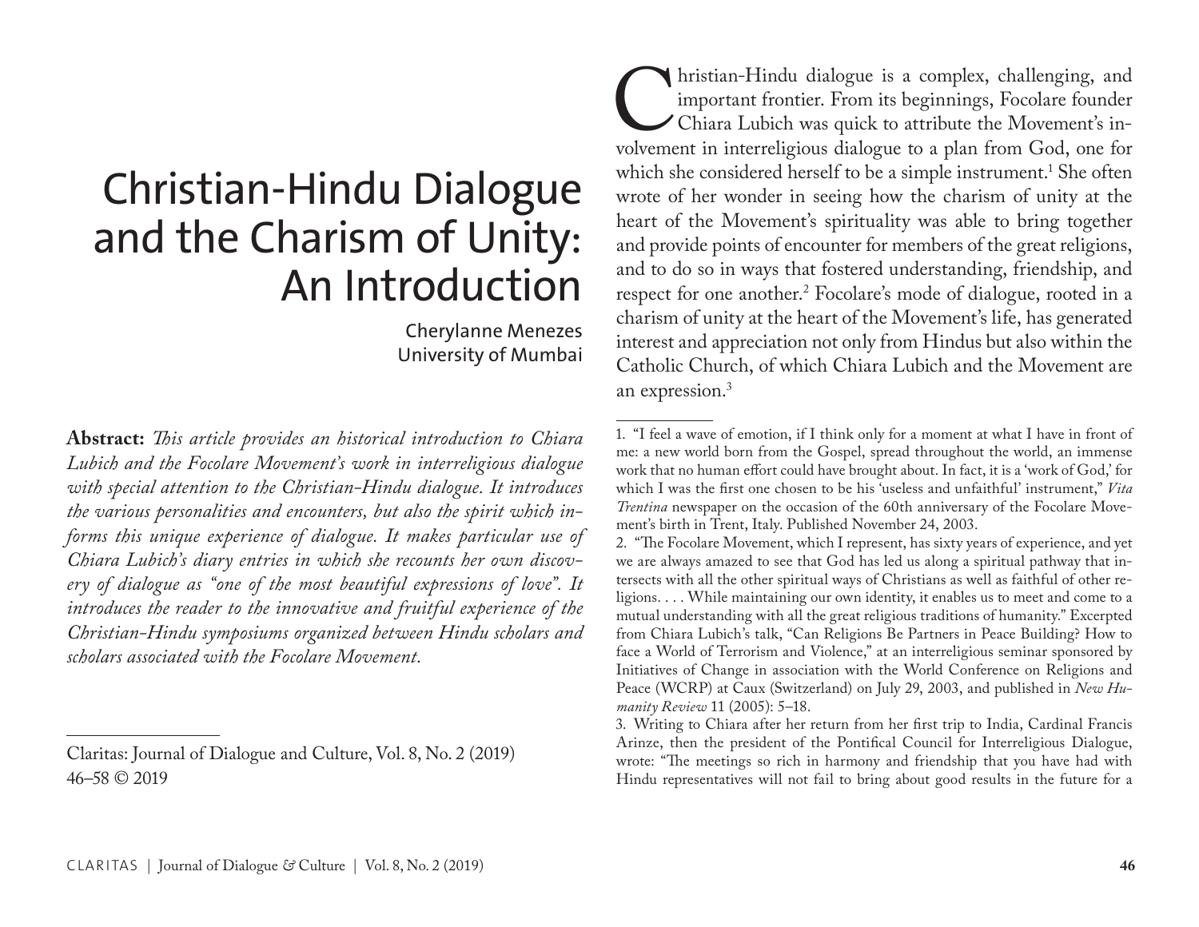# Christian-Hindu Dialogue and the Charism of Unity: An Introduction

Cherylanne Menezes
University of Mumbai

**Abstract:** *This article provides an historical introduction to Chiara Lubich and the Focolare Movement's work in interreligious dialogue with special attention to the Christian-Hindu dialogue. It introduces the various personalities and encounters, but also the spirit which informs this unique experience of dialogue. It makes particular use of Chiara Lubich's diary entries in which she recounts her own discovery of dialogue as "one of the most beautiful expressions of love". It introduces the reader to the innovative and fruitful experience of the Christian-Hindu symposiums organized between Hindu scholars and scholars associated with the Focolare Movement.*

Claritas: Journal of Dialogue and Culture, Vol. 8, No. 2 (2019) 46–58 © 2019

Christian-Hindu dialogue is a complex, challenging, and important frontier. From its beginnings, Focolare founder Chiara Lubich was quick to attribute the Movement's involvement in interreligious dialogue to a plan from God, one for which she considered herself to be a simple instrument.[1] She often wrote of her wonder in seeing how the charism of unity at the heart of the Movement's spirituality was able to bring together and provide points of encounter for members of the great religions, and to do so in ways that fostered understanding, friendship, and respect for one another.[2] Focolare's mode of dialogue, rooted in a charism of unity at the heart of the Movement's life, has generated interest and appreciation not only from Hindus but also within the Catholic Church, of which Chiara Lubich and the Movement are an expression.[3]

1. "I feel a wave of emotion, if I think only for a moment at what I have in front of me: a new world born from the Gospel, spread throughout the world, an immense work that no human effort could have brought about. In fact, it is a 'work of God,' for which I was the first one chosen to be his 'useless and unfaithful' instrument," *Vita Trentina* newspaper on the occasion of the 60th anniversary of the Focolare Movement's birth in Trent, Italy. Published November 24, 2003.

2. "The Focolare Movement, which I represent, has sixty years of experience, and yet we are always amazed to see that God has led us along a spiritual pathway that intersects with all the other spiritual ways of Christians as well as faithful of other religions. . . . While maintaining our own identity, it enables us to meet and come to a mutual understanding with all the great religious traditions of humanity." Excerpted from Chiara Lubich's talk, "Can Religions Be Partners in Peace Building? How to face a World of Terrorism and Violence," at an interreligious seminar sponsored by Initiatives of Change in association with the World Conference on Religions and Peace (WCRP) at Caux (Switzerland) on July 29, 2003, and published in *New Humanity Review* 11 (2005): 5–18.

3. Writing to Chiara after her return from her first trip to India, Cardinal Francis Arinze, then the president of the Pontifical Council for Interreligious Dialogue, wrote: "The meetings so rich in harmony and friendship that you have had with Hindu representatives will not fail to bring about good results in the future for a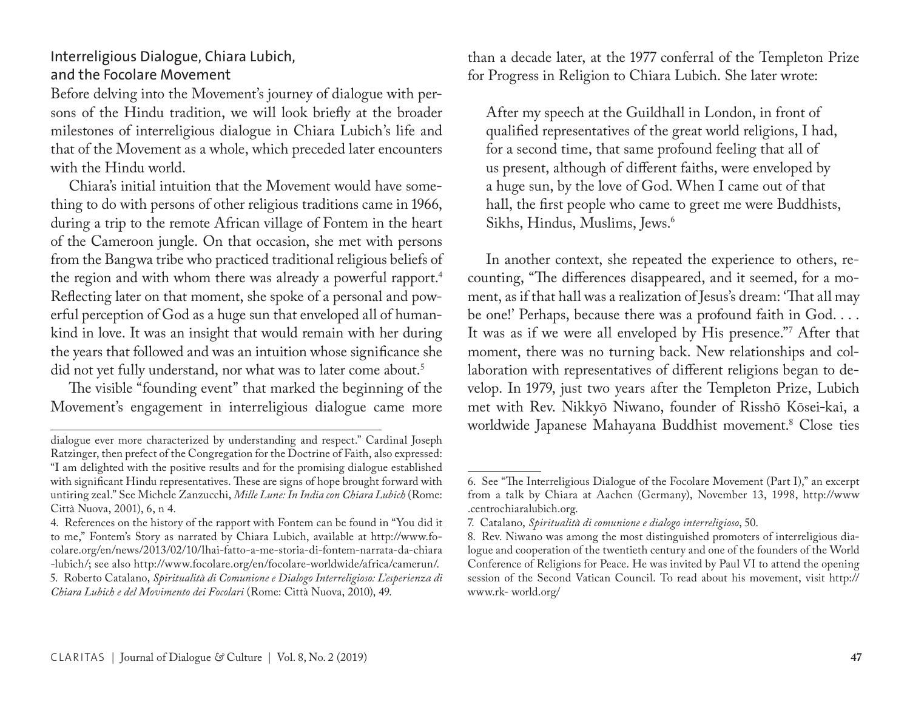## Interreligious Dialogue, Chiara Lubich, and the Focolare Movement

Before delving into the Movement's journey of dialogue with persons of the Hindu tradition, we will look briefly at the broader milestones of interreligious dialogue in Chiara Lubich's life and that of the Movement as a whole, which preceded later encounters with the Hindu world.

Chiara's initial intuition that the Movement would have something to do with persons of other religious traditions came in 1966, during a trip to the remote African village of Fontem in the heart of the Cameroon jungle. On that occasion, she met with persons from the Bangwa tribe who practiced traditional religious beliefs of the region and with whom there was already a powerful rapport.[4] Reflecting later on that moment, she spoke of a personal and powerful perception of God as a huge sun that enveloped all of humankind in love. It was an insight that would remain with her during the years that followed and was an intuition whose significance she did not yet fully understand, nor what was to later come about.[5]

The visible "founding event" that marked the beginning of the Movement's engagement in interreligious dialogue came more than a decade later, at the 1977 conferral of the Templeton Prize for Progress in Religion to Chiara Lubich. She later wrote:

> After my speech at the Guildhall in London, in front of qualified representatives of the great world religions, I had, for a second time, that same profound feeling that all of us present, although of different faiths, were enveloped by a huge sun, by the love of God. When I came out of that hall, the first people who came to greet me were Buddhists, Sikhs, Hindus, Muslims, Jews.[6]

In another context, she repeated the experience to others, recounting, "The differences disappeared, and it seemed, for a moment, as if that hall was a realization of Jesus's dream: 'That all may be one!' Perhaps, because there was a profound faith in God. . . . It was as if we were all enveloped by His presence."[7] After that moment, there was no turning back. New relationships and collaboration with representatives of different religions began to develop. In 1979, just two years after the Templeton Prize, Lubich met with Rev. Nikkyō Niwano, founder of Risshō Kōsei-kai, a worldwide Japanese Mahayana Buddhist movement.[8] Close ties

---

dialogue ever more characterized by understanding and respect." Cardinal Joseph Ratzinger, then prefect of the Congregation for the Doctrine of Faith, also expressed: "I am delighted with the positive results and for the promising dialogue established with significant Hindu representatives. These are signs of hope brought forward with untiring zeal." See Michele Zanzucchi, *Mille Lune: In India con Chiara Lubich* (Rome: Città Nuova, 2001), 6, n 4.

4. References on the history of the rapport with Fontem can be found in "You did it to me," Fontem's Story as narrated by Chiara Lubich, available at http://www.focolare.org/en/news/2013/02/10/lhai-fatto-a-me-storia-di-fontem-narrata-da-chiara-lubich/; see also http://www.focolare.org/en/focolare-worldwide/africa/camerun/.

5. Roberto Catalano, *Spiritualità di Comunione e Dialogo Interreligioso: L'esperienza di Chiara Lubich e del Movimento dei Focolari* (Rome: Città Nuova, 2010), 49.

6. See "The Interreligious Dialogue of the Focolare Movement (Part I)," an excerpt from a talk by Chiara at Aachen (Germany), November 13, 1998, http://www.centrochiaralubich.org.

7. Catalano, *Spiritualità di comunione e dialogo interreligioso*, 50.

8. Rev. Niwano was among the most distinguished promoters of interreligious dialogue and cooperation of the twentieth century and one of the founders of the World Conference of Religions for Peace. He was invited by Paul VI to attend the opening session of the Second Vatican Council. To read about his movement, visit http://www.rk-world.org/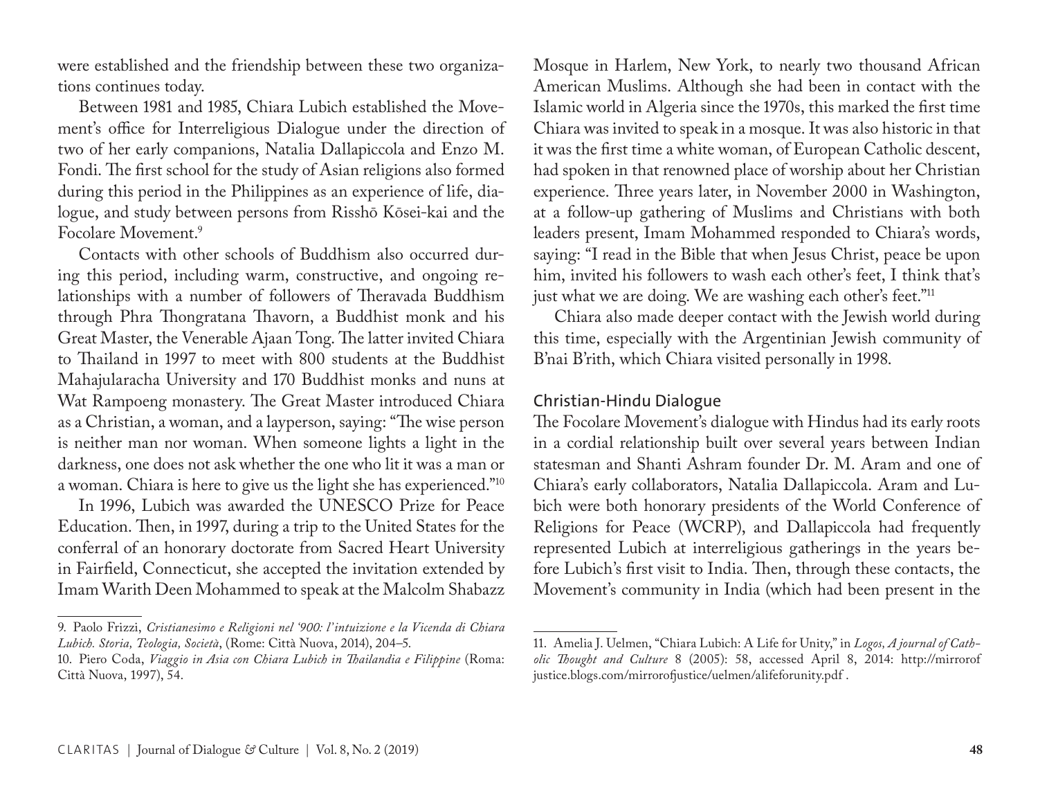were established and the friendship between these two organizations continues today.

Between 1981 and 1985, Chiara Lubich established the Movement's office for Interreligious Dialogue under the direction of two of her early companions, Natalia Dallapiccola and Enzo M. Fondi. The first school for the study of Asian religions also formed during this period in the Philippines as an experience of life, dialogue, and study between persons from Risshō Kōsei-kai and the Focolare Movement.[9]

Contacts with other schools of Buddhism also occurred during this period, including warm, constructive, and ongoing relationships with a number of followers of Theravada Buddhism through Phra Thongratana Thavorn, a Buddhist monk and his Great Master, the Venerable Ajaan Tong. The latter invited Chiara to Thailand in 1997 to meet with 800 students at the Buddhist Mahajularacha University and 170 Buddhist monks and nuns at Wat Rampoeng monastery. The Great Master introduced Chiara as a Christian, a woman, and a layperson, saying: "The wise person is neither man nor woman. When someone lights a light in the darkness, one does not ask whether the one who lit it was a man or a woman. Chiara is here to give us the light she has experienced."[10]

In 1996, Lubich was awarded the UNESCO Prize for Peace Education. Then, in 1997, during a trip to the United States for the conferral of an honorary doctorate from Sacred Heart University in Fairfield, Connecticut, she accepted the invitation extended by Imam Warith Deen Mohammed to speak at the Malcolm Shabazz Mosque in Harlem, New York, to nearly two thousand African American Muslims. Although she had been in contact with the Islamic world in Algeria since the 1970s, this marked the first time Chiara was invited to speak in a mosque. It was also historic in that it was the first time a white woman, of European Catholic descent, had spoken in that renowned place of worship about her Christian experience. Three years later, in November 2000 in Washington, at a follow-up gathering of Muslims and Christians with both leaders present, Imam Mohammed responded to Chiara's words, saying: "I read in the Bible that when Jesus Christ, peace be upon him, invited his followers to wash each other's feet, I think that's just what we are doing. We are washing each other's feet."[11]

Chiara also made deeper contact with the Jewish world during this time, especially with the Argentinian Jewish community of B'nai B'rith, which Chiara visited personally in 1998.

## Christian-Hindu Dialogue

The Focolare Movement's dialogue with Hindus had its early roots in a cordial relationship built over several years between Indian statesman and Shanti Ashram founder Dr. M. Aram and one of Chiara's early collaborators, Natalia Dallapiccola. Aram and Lubich were both honorary presidents of the World Conference of Religions for Peace (WCRP), and Dallapiccola had frequently represented Lubich at interreligious gatherings in the years before Lubich's first visit to India. Then, through these contacts, the Movement's community in India (which had been present in the

9. Paolo Frizzi, *Cristianesimo e Religioni nel '900: l'intuizione e la Vicenda di Chiara Lubich. Storia, Teologia, Società*, (Rome: Città Nuova, 2014), 204–5.

10. Piero Coda, *Viaggio in Asia con Chiara Lubich in Thailandia e Filippine* (Roma: Città Nuova, 1997), 54.

11. Amelia J. Uelmen, "Chiara Lubich: A Life for Unity," in *Logos, A journal of Catholic Thought and Culture* 8 (2005): 58, accessed April 8, 2014: http://mirrorofjustice.blogs.com/mirrorofjustice/uelmen/alifeforunity.pdf .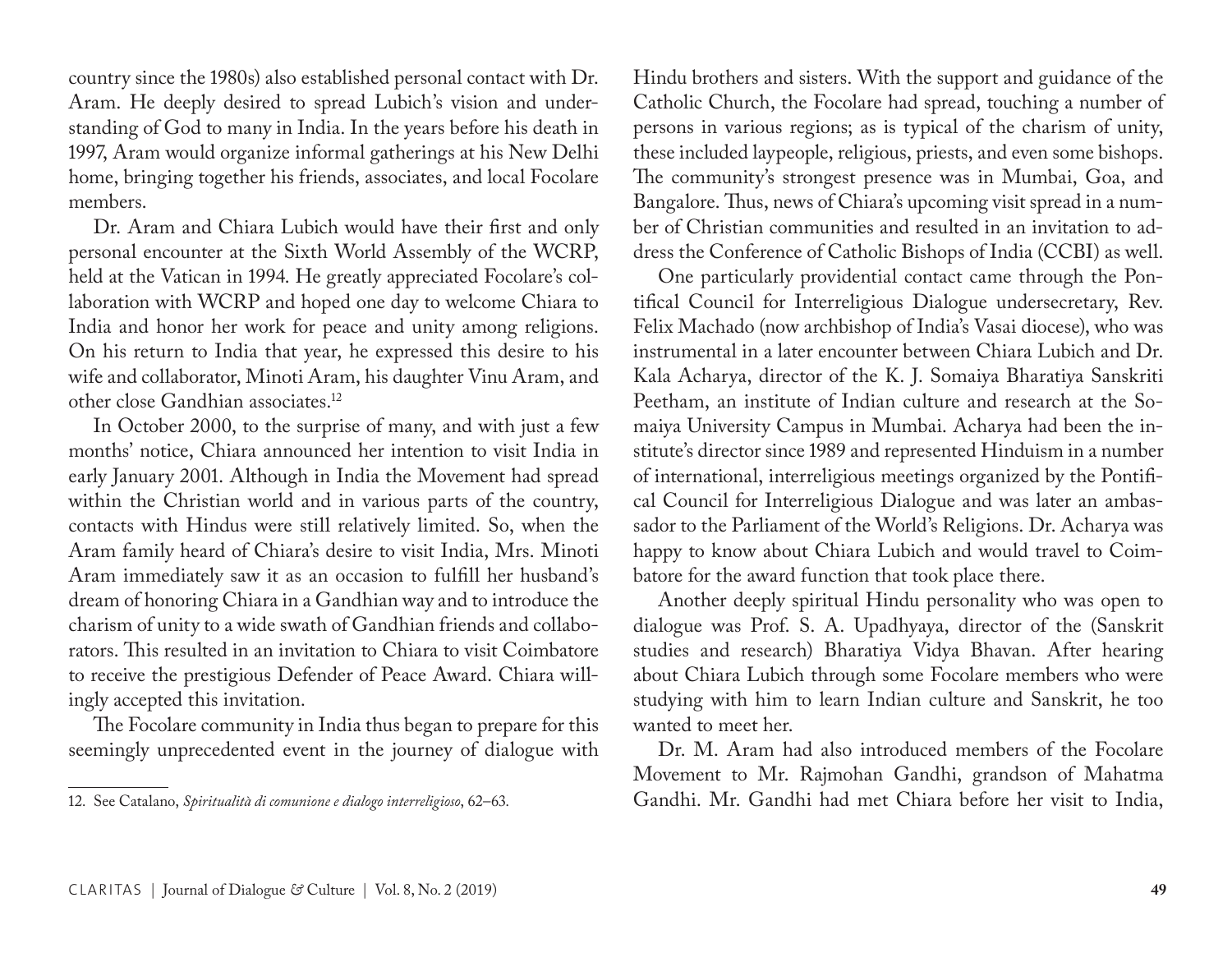country since the 1980s) also established personal contact with Dr. Aram. He deeply desired to spread Lubich's vision and understanding of God to many in India. In the years before his death in 1997, Aram would organize informal gatherings at his New Delhi home, bringing together his friends, associates, and local Focolare members.

Dr. Aram and Chiara Lubich would have their first and only personal encounter at the Sixth World Assembly of the WCRP, held at the Vatican in 1994. He greatly appreciated Focolare's collaboration with WCRP and hoped one day to welcome Chiara to India and honor her work for peace and unity among religions. On his return to India that year, he expressed this desire to his wife and collaborator, Minoti Aram, his daughter Vinu Aram, and other close Gandhian associates.[12]

In October 2000, to the surprise of many, and with just a few months' notice, Chiara announced her intention to visit India in early January 2001. Although in India the Movement had spread within the Christian world and in various parts of the country, contacts with Hindus were still relatively limited. So, when the Aram family heard of Chiara's desire to visit India, Mrs. Minoti Aram immediately saw it as an occasion to fulfill her husband's dream of honoring Chiara in a Gandhian way and to introduce the charism of unity to a wide swath of Gandhian friends and collaborators. This resulted in an invitation to Chiara to visit Coimbatore to receive the prestigious Defender of Peace Award. Chiara willingly accepted this invitation.

The Focolare community in India thus began to prepare for this seemingly unprecedented event in the journey of dialogue with Hindu brothers and sisters. With the support and guidance of the Catholic Church, the Focolare had spread, touching a number of persons in various regions; as is typical of the charism of unity, these included laypeople, religious, priests, and even some bishops. The community's strongest presence was in Mumbai, Goa, and Bangalore. Thus, news of Chiara's upcoming visit spread in a number of Christian communities and resulted in an invitation to address the Conference of Catholic Bishops of India (CCBI) as well.

One particularly providential contact came through the Pontifical Council for Interreligious Dialogue undersecretary, Rev. Felix Machado (now archbishop of India's Vasai diocese), who was instrumental in a later encounter between Chiara Lubich and Dr. Kala Acharya, director of the K. J. Somaiya Bharatiya Sanskriti Peetham, an institute of Indian culture and research at the Somaiya University Campus in Mumbai. Acharya had been the institute's director since 1989 and represented Hinduism in a number of international, interreligious meetings organized by the Pontifical Council for Interreligious Dialogue and was later an ambassador to the Parliament of the World's Religions. Dr. Acharya was happy to know about Chiara Lubich and would travel to Coimbatore for the award function that took place there.

Another deeply spiritual Hindu personality who was open to dialogue was Prof. S. A. Upadhyaya, director of the (Sanskrit studies and research) Bharatiya Vidya Bhavan. After hearing about Chiara Lubich through some Focolare members who were studying with him to learn Indian culture and Sanskrit, he too wanted to meet her.

Dr. M. Aram had also introduced members of the Focolare Movement to Mr. Rajmohan Gandhi, grandson of Mahatma Gandhi. Mr. Gandhi had met Chiara before her visit to India,

---

12. See Catalano, *Spiritualità di comunione e dialogo interreligioso*, 62–63.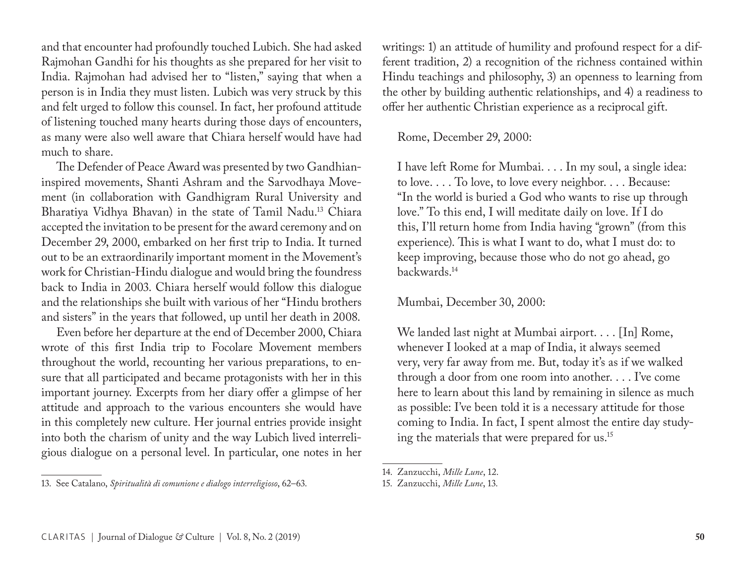and that encounter had profoundly touched Lubich. She had asked Rajmohan Gandhi for his thoughts as she prepared for her visit to India. Rajmohan had advised her to "listen," saying that when a person is in India they must listen. Lubich was very struck by this and felt urged to follow this counsel. In fact, her profound attitude of listening touched many hearts during those days of encounters, as many were also well aware that Chiara herself would have had much to share.

The Defender of Peace Award was presented by two Gandhian-inspired movements, Shanti Ashram and the Sarvodhaya Movement (in collaboration with Gandhigram Rural University and Bharatiya Vidhya Bhavan) in the state of Tamil Nadu.[13] Chiara accepted the invitation to be present for the award ceremony and on December 29, 2000, embarked on her first trip to India. It turned out to be an extraordinarily important moment in the Movement's work for Christian-Hindu dialogue and would bring the foundress back to India in 2003. Chiara herself would follow this dialogue and the relationships she built with various of her "Hindu brothers and sisters" in the years that followed, up until her death in 2008.

Even before her departure at the end of December 2000, Chiara wrote of this first India trip to Focolare Movement members throughout the world, recounting her various preparations, to ensure that all participated and became protagonists with her in this important journey. Excerpts from her diary offer a glimpse of her attitude and approach to the various encounters she would have in this completely new culture. Her journal entries provide insight into both the charism of unity and the way Lubich lived interreligious dialogue on a personal level. In particular, one notes in her writings: 1) an attitude of humility and profound respect for a different tradition, 2) a recognition of the richness contained within Hindu teachings and philosophy, 3) an openness to learning from the other by building authentic relationships, and 4) a readiness to offer her authentic Christian experience as a reciprocal gift.

Rome, December 29, 2000:

> I have left Rome for Mumbai. . . . In my soul, a single idea: to love. . . . To love, to love every neighbor. . . . Because: "In the world is buried a God who wants to rise up through love." To this end, I will meditate daily on love. If I do this, I'll return home from India having "grown" (from this experience). This is what I want to do, what I must do: to keep improving, because those who do not go ahead, go backwards.[14]

Mumbai, December 30, 2000:

> We landed last night at Mumbai airport. . . . [In] Rome, whenever I looked at a map of India, it always seemed very, very far away from me. But, today it's as if we walked through a door from one room into another. . . . I've come here to learn about this land by remaining in silence as much as possible: I've been told it is a necessary attitude for those coming to India. In fact, I spent almost the entire day studying the materials that were prepared for us.[15]

---

13. See Catalano, *Spiritualità di comunione e dialogo interreligioso*, 62–63.

14. Zanzucchi, *Mille Lune*, 12.

15. Zanzucchi, *Mille Lune*, 13.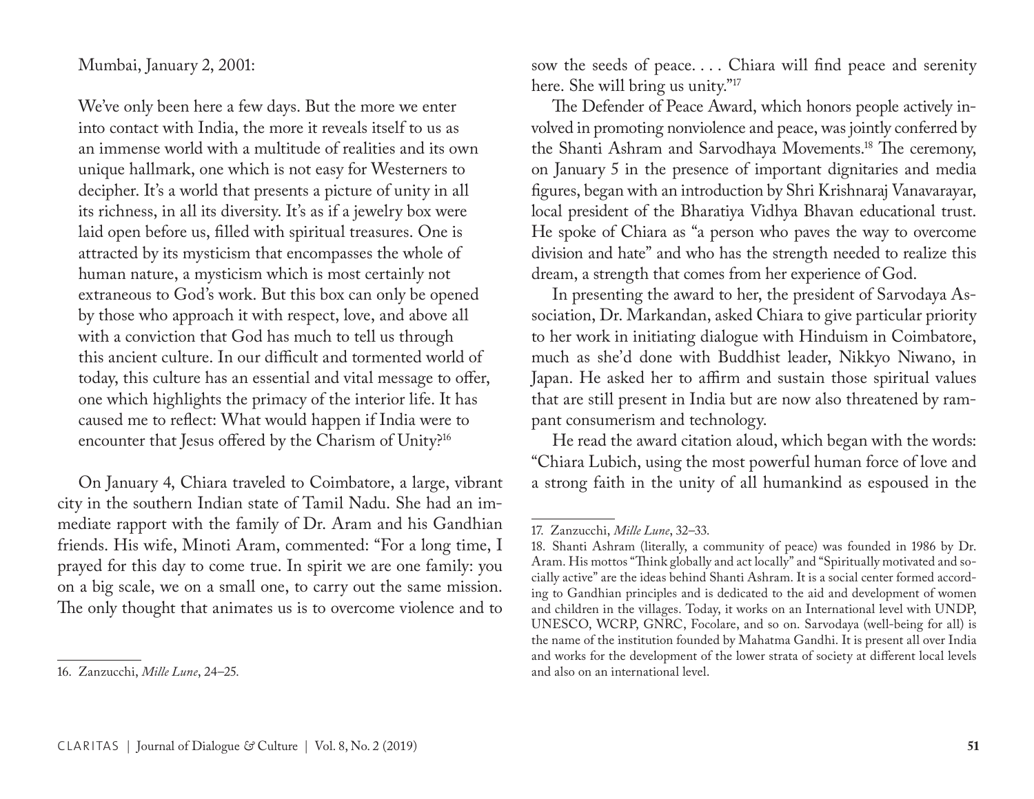Mumbai, January 2, 2001:

> We've only been here a few days. But the more we enter into contact with India, the more it reveals itself to us as an immense world with a multitude of realities and its own unique hallmark, one which is not easy for Westerners to decipher. It's a world that presents a picture of unity in all its richness, in all its diversity. It's as if a jewelry box were laid open before us, filled with spiritual treasures. One is attracted by its mysticism that encompasses the whole of human nature, a mysticism which is most certainly not extraneous to God's work. But this box can only be opened by those who approach it with respect, love, and above all with a conviction that God has much to tell us through this ancient culture. In our difficult and tormented world of today, this culture has an essential and vital message to offer, one which highlights the primacy of the interior life. It has caused me to reflect: What would happen if India were to encounter that Jesus offered by the Charism of Unity?[16]

On January 4, Chiara traveled to Coimbatore, a large, vibrant city in the southern Indian state of Tamil Nadu. She had an immediate rapport with the family of Dr. Aram and his Gandhian friends. His wife, Minoti Aram, commented: "For a long time, I prayed for this day to come true. In spirit we are one family: you on a big scale, we on a small one, to carry out the same mission. The only thought that animates us is to overcome violence and to sow the seeds of peace. . . . Chiara will find peace and serenity here. She will bring us unity."[17]

The Defender of Peace Award, which honors people actively involved in promoting nonviolence and peace, was jointly conferred by the Shanti Ashram and Sarvodhaya Movements.[18] The ceremony, on January 5 in the presence of important dignitaries and media figures, began with an introduction by Shri Krishnaraj Vanavarayar, local president of the Bharatiya Vidhya Bhavan educational trust. He spoke of Chiara as "a person who paves the way to overcome division and hate" and who has the strength needed to realize this dream, a strength that comes from her experience of God.

In presenting the award to her, the president of Sarvodaya Association, Dr. Markandan, asked Chiara to give particular priority to her work in initiating dialogue with Hinduism in Coimbatore, much as she'd done with Buddhist leader, Nikkyo Niwano, in Japan. He asked her to affirm and sustain those spiritual values that are still present in India but are now also threatened by rampant consumerism and technology.

He read the award citation aloud, which began with the words: "Chiara Lubich, using the most powerful human force of love and a strong faith in the unity of all humankind as espoused in the

---

16. Zanzucchi, *Mille Lune*, 24–25.

17. Zanzucchi, *Mille Lune*, 32–33.

18. Shanti Ashram (literally, a community of peace) was founded in 1986 by Dr. Aram. His mottos "Think globally and act locally" and "Spiritually motivated and socially active" are the ideas behind Shanti Ashram. It is a social center formed according to Gandhian principles and is dedicated to the aid and development of women and children in the villages. Today, it works on an International level with UNDP, UNESCO, WCRP, GNRC, Focolare, and so on. Sarvodaya (well-being for all) is the name of the institution founded by Mahatma Gandhi. It is present all over India and works for the development of the lower strata of society at different local levels and also on an international level.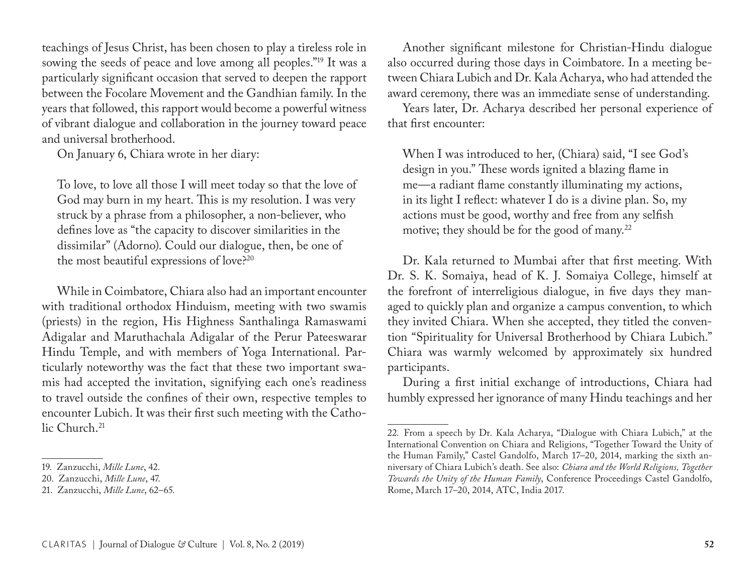teachings of Jesus Christ, has been chosen to play a tireless role in sowing the seeds of peace and love among all peoples."[19] It was a particularly significant occasion that served to deepen the rapport between the Focolare Movement and the Gandhian family. In the years that followed, this rapport would become a powerful witness of vibrant dialogue and collaboration in the journey toward peace and universal brotherhood.

On January 6, Chiara wrote in her diary:

> To love, to love all those I will meet today so that the love of God may burn in my heart. This is my resolution. I was very struck by a phrase from a philosopher, a non-believer, who defines love as "the capacity to discover similarities in the dissimilar" (Adorno). Could our dialogue, then, be one of the most beautiful expressions of love?[20]

While in Coimbatore, Chiara also had an important encounter with traditional orthodox Hinduism, meeting with two swamis (priests) in the region, His Highness Santhalinga Ramaswami Adigalar and Maruthachala Adigalar of the Perur Pateeswarar Hindu Temple, and with members of Yoga International. Particularly noteworthy was the fact that these two important swamis had accepted the invitation, signifying each one's readiness to travel outside the confines of their own, respective temples to encounter Lubich. It was their first such meeting with the Catholic Church.[21]

Another significant milestone for Christian-Hindu dialogue also occurred during those days in Coimbatore. In a meeting between Chiara Lubich and Dr. Kala Acharya, who had attended the award ceremony, there was an immediate sense of understanding.

Years later, Dr. Acharya described her personal experience of that first encounter:

> When I was introduced to her, (Chiara) said, "I see God's design in you." These words ignited a blazing flame in me—a radiant flame constantly illuminating my actions, in its light I reflect: whatever I do is a divine plan. So, my actions must be good, worthy and free from any selfish motive; they should be for the good of many.[22]

Dr. Kala returned to Mumbai after that first meeting. With Dr. S. K. Somaiya, head of K. J. Somaiya College, himself at the forefront of interreligious dialogue, in five days they managed to quickly plan and organize a campus convention, to which they invited Chiara. When she accepted, they titled the convention "Spirituality for Universal Brotherhood by Chiara Lubich." Chiara was warmly welcomed by approximately six hundred participants.

During a first initial exchange of introductions, Chiara had humbly expressed her ignorance of many Hindu teachings and her

---

19. Zanzucchi, *Mille Lune*, 42.
20. Zanzucchi, *Mille Lune*, 47.
21. Zanzucchi, *Mille Lune*, 62–65.
22. From a speech by Dr. Kala Acharya, "Dialogue with Chiara Lubich," at the International Convention on Chiara and Religions, "Together Toward the Unity of the Human Family," Castel Gandolfo, March 17–20, 2014, marking the sixth anniversary of Chiara Lubich's death. See also: *Chiara and the World Religions, Together Towards the Unity of the Human Family*, Conference Proceedings Castel Gandolfo, Rome, March 17–20, 2014, ATC, India 2017.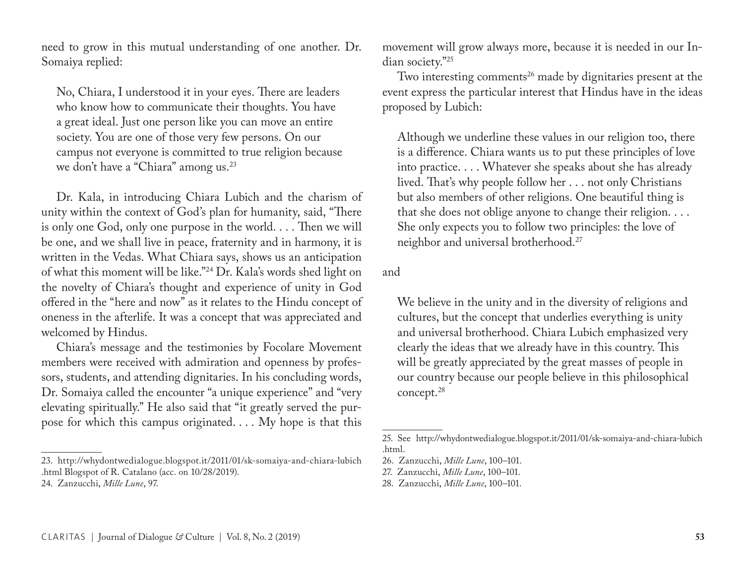need to grow in this mutual understanding of one another. Dr. Somaiya replied:

> No, Chiara, I understood it in your eyes. There are leaders who know how to communicate their thoughts. You have a great ideal. Just one person like you can move an entire society. You are one of those very few persons. On our campus not everyone is committed to true religion because we don't have a "Chiara" among us.[23]

Dr. Kala, in introducing Chiara Lubich and the charism of unity within the context of God's plan for humanity, said, "There is only one God, only one purpose in the world. . . . Then we will be one, and we shall live in peace, fraternity and in harmony, it is written in the Vedas. What Chiara says, shows us an anticipation of what this moment will be like."[24] Dr. Kala's words shed light on the novelty of Chiara's thought and experience of unity in God offered in the "here and now" as it relates to the Hindu concept of oneness in the afterlife. It was a concept that was appreciated and welcomed by Hindus.

Chiara's message and the testimonies by Focolare Movement members were received with admiration and openness by professors, students, and attending dignitaries. In his concluding words, Dr. Somaiya called the encounter "a unique experience" and "very elevating spiritually." He also said that "it greatly served the purpose for which this campus originated. . . . My hope is that this movement will grow always more, because it is needed in our Indian society."[25]

Two interesting comments[26] made by dignitaries present at the event express the particular interest that Hindus have in the ideas proposed by Lubich:

> Although we underline these values in our religion too, there is a difference. Chiara wants us to put these principles of love into practice. . . . Whatever she speaks about she has already lived. That's why people follow her . . . not only Christians but also members of other religions. One beautiful thing is that she does not oblige anyone to change their religion. . . . She only expects you to follow two principles: the love of neighbor and universal brotherhood.[27]

and

> We believe in the unity and in the diversity of religions and cultures, but the concept that underlies everything is unity and universal brotherhood. Chiara Lubich emphasized very clearly the ideas that we already have in this country. This will be greatly appreciated by the great masses of people in our country because our people believe in this philosophical concept.[28]

---

23. http://whydontwedialogue.blogspot.it/2011/01/sk-somaiya-and-chiara-lubich .html Blogspot of R. Catalano (acc. on 10/28/2019).
24. Zanzucchi, *Mille Lune*, 97.
25. See http://whydontwedialogue.blogspot.it/2011/01/sk-somaiya-and-chiara-lubich .html.
26. Zanzucchi, *Mille Lune*, 100–101.
27. Zanzucchi, *Mille Lune*, 100–101.
28. Zanzucchi, *Mille Lune*, 100–101.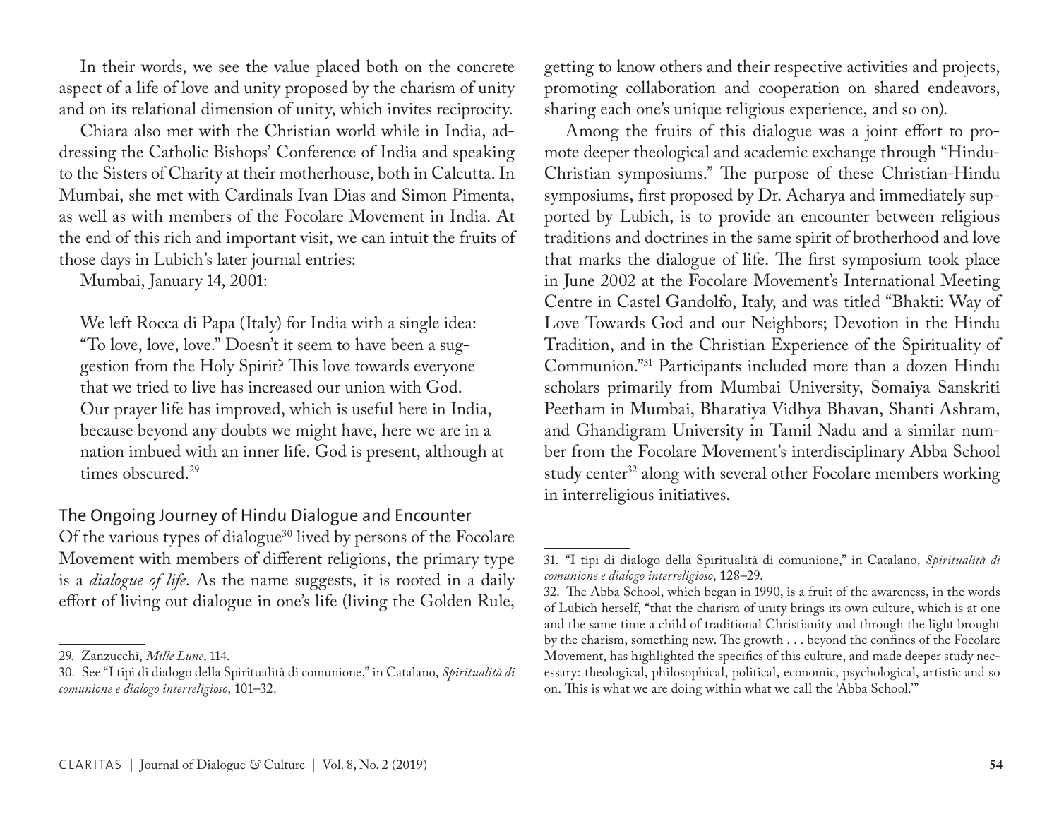In their words, we see the value placed both on the concrete aspect of a life of love and unity proposed by the charism of unity and on its relational dimension of unity, which invites reciprocity.

Chiara also met with the Christian world while in India, addressing the Catholic Bishops' Conference of India and speaking to the Sisters of Charity at their motherhouse, both in Calcutta. In Mumbai, she met with Cardinals Ivan Dias and Simon Pimenta, as well as with members of the Focolare Movement in India. At the end of this rich and important visit, we can intuit the fruits of those days in Lubich's later journal entries:

Mumbai, January 14, 2001:

> We left Rocca di Papa (Italy) for India with a single idea: "To love, love, love." Doesn't it seem to have been a suggestion from the Holy Spirit? This love towards everyone that we tried to live has increased our union with God. Our prayer life has improved, which is useful here in India, because beyond any doubts we might have, here we are in a nation imbued with an inner life. God is present, although at times obscured.[29]

## The Ongoing Journey of Hindu Dialogue and Encounter

Of the various types of dialogue[30] lived by persons of the Focolare Movement with members of different religions, the primary type is a *dialogue of life*. As the name suggests, it is rooted in a daily effort of living out dialogue in one's life (living the Golden Rule, getting to know others and their respective activities and projects, promoting collaboration and cooperation on shared endeavors, sharing each one's unique religious experience, and so on).

Among the fruits of this dialogue was a joint effort to promote deeper theological and academic exchange through "Hindu-Christian symposiums." The purpose of these Christian-Hindu symposiums, first proposed by Dr. Acharya and immediately supported by Lubich, is to provide an encounter between religious traditions and doctrines in the same spirit of brotherhood and love that marks the dialogue of life. The first symposium took place in June 2002 at the Focolare Movement's International Meeting Centre in Castel Gandolfo, Italy, and was titled "Bhakti: Way of Love Towards God and our Neighbors; Devotion in the Hindu Tradition, and in the Christian Experience of the Spirituality of Communion."[31] Participants included more than a dozen Hindu scholars primarily from Mumbai University, Somaiya Sanskriti Peetham in Mumbai, Bharatiya Vidhya Bhavan, Shanti Ashram, and Ghandigram University in Tamil Nadu and a similar number from the Focolare Movement's interdisciplinary Abba School study center[32] along with several other Focolare members working in interreligious initiatives.

---

29. Zanzucchi, *Mille Lune*, 114.

30. See "I tipi di dialogo della Spiritualità di comunione," in Catalano, *Spiritualità di comunione e dialogo interreligioso*, 101–32.

31. "I tipi di dialogo della Spiritualità di comunione," in Catalano, *Spiritualità di comunione e dialogo interreligioso*, 128–29.

32. The Abba School, which began in 1990, is a fruit of the awareness, in the words of Lubich herself, "that the charism of unity brings its own culture, which is at one and the same time a child of traditional Christianity and through the light brought by the charism, something new. The growth . . . beyond the confines of the Focolare Movement, has highlighted the specifics of this culture, and made deeper study necessary: theological, philosophical, political, economic, psychological, artistic and so on. This is what we are doing within what we call the 'Abba School.'"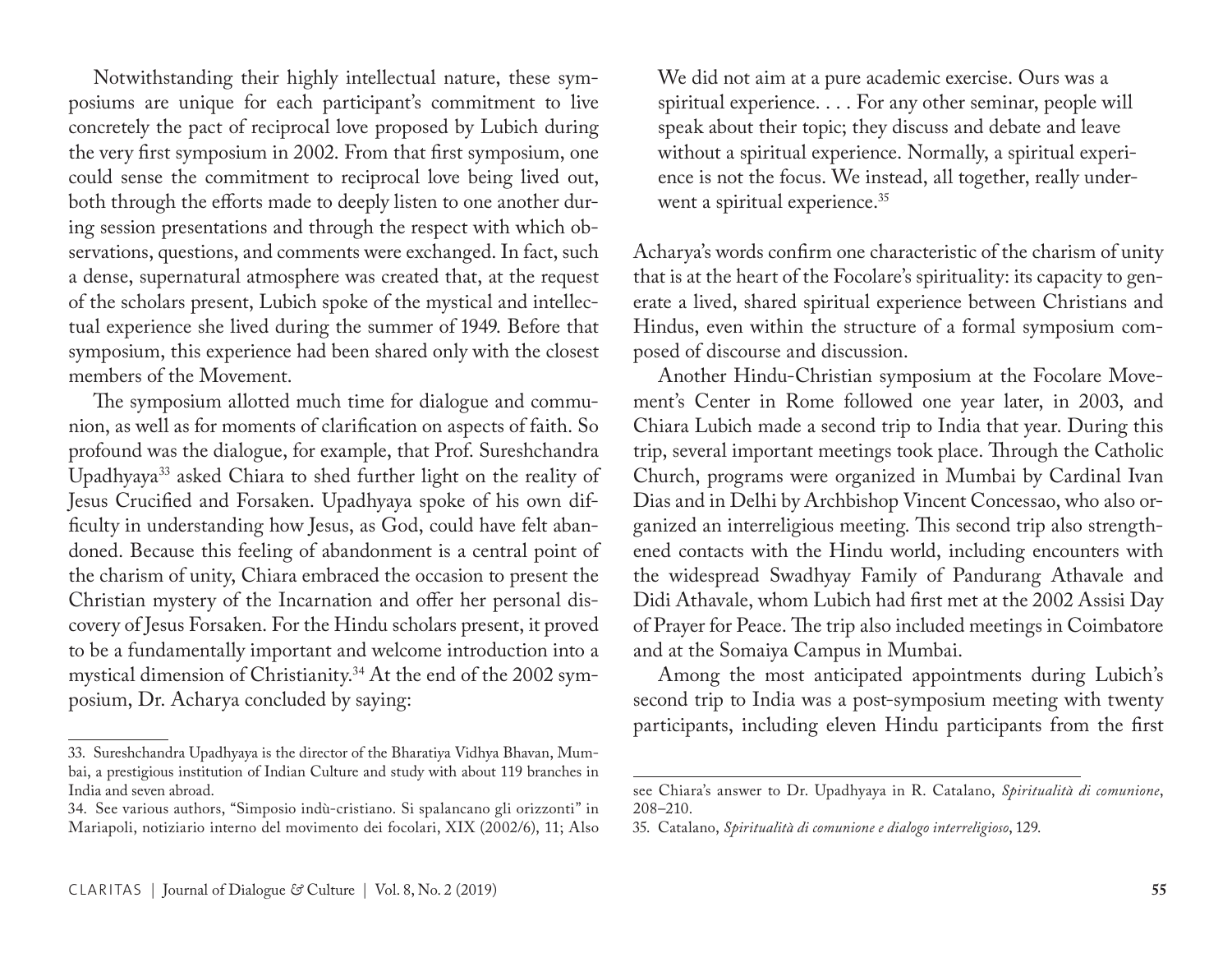Notwithstanding their highly intellectual nature, these symposiums are unique for each participant's commitment to live concretely the pact of reciprocal love proposed by Lubich during the very first symposium in 2002. From that first symposium, one could sense the commitment to reciprocal love being lived out, both through the efforts made to deeply listen to one another during session presentations and through the respect with which observations, questions, and comments were exchanged. In fact, such a dense, supernatural atmosphere was created that, at the request of the scholars present, Lubich spoke of the mystical and intellectual experience she lived during the summer of 1949. Before that symposium, this experience had been shared only with the closest members of the Movement.

The symposium allotted much time for dialogue and communion, as well as for moments of clarification on aspects of faith. So profound was the dialogue, for example, that Prof. Sureshchandra Upadhyaya[33] asked Chiara to shed further light on the reality of Jesus Crucified and Forsaken. Upadhyaya spoke of his own difficulty in understanding how Jesus, as God, could have felt abandoned. Because this feeling of abandonment is a central point of the charism of unity, Chiara embraced the occasion to present the Christian mystery of the Incarnation and offer her personal discovery of Jesus Forsaken. For the Hindu scholars present, it proved to be a fundamentally important and welcome introduction into a mystical dimension of Christianity.[34] At the end of the 2002 symposium, Dr. Acharya concluded by saying:

> We did not aim at a pure academic exercise. Ours was a spiritual experience. . . . For any other seminar, people will speak about their topic; they discuss and debate and leave without a spiritual experience. Normally, a spiritual experience is not the focus. We instead, all together, really underwent a spiritual experience.[35]

Acharya's words confirm one characteristic of the charism of unity that is at the heart of the Focolare's spirituality: its capacity to generate a lived, shared spiritual experience between Christians and Hindus, even within the structure of a formal symposium composed of discourse and discussion.

Another Hindu-Christian symposium at the Focolare Movement's Center in Rome followed one year later, in 2003, and Chiara Lubich made a second trip to India that year. During this trip, several important meetings took place. Through the Catholic Church, programs were organized in Mumbai by Cardinal Ivan Dias and in Delhi by Archbishop Vincent Concessao, who also organized an interreligious meeting. This second trip also strengthened contacts with the Hindu world, including encounters with the widespread Swadhyay Family of Pandurang Athavale and Didi Athavale, whom Lubich had first met at the 2002 Assisi Day of Prayer for Peace. The trip also included meetings in Coimbatore and at the Somaiya Campus in Mumbai.

Among the most anticipated appointments during Lubich's second trip to India was a post-symposium meeting with twenty participants, including eleven Hindu participants from the first

---

33. Sureshchandra Upadhyaya is the director of the Bharatiya Vidhya Bhavan, Mumbai, a prestigious institution of Indian Culture and study with about 119 branches in India and seven abroad.

34. See various authors, "Simposio indù-cristiano. Si spalancano gli orizzonti" in Mariapoli, notiziario interno del movimento dei focolari, XIX (2002/6), 11; Also see Chiara's answer to Dr. Upadhyaya in R. Catalano, *Spiritualità di comunione*, 208–210.

35. Catalano, *Spiritualità di comunione e dialogo interreligioso*, 129.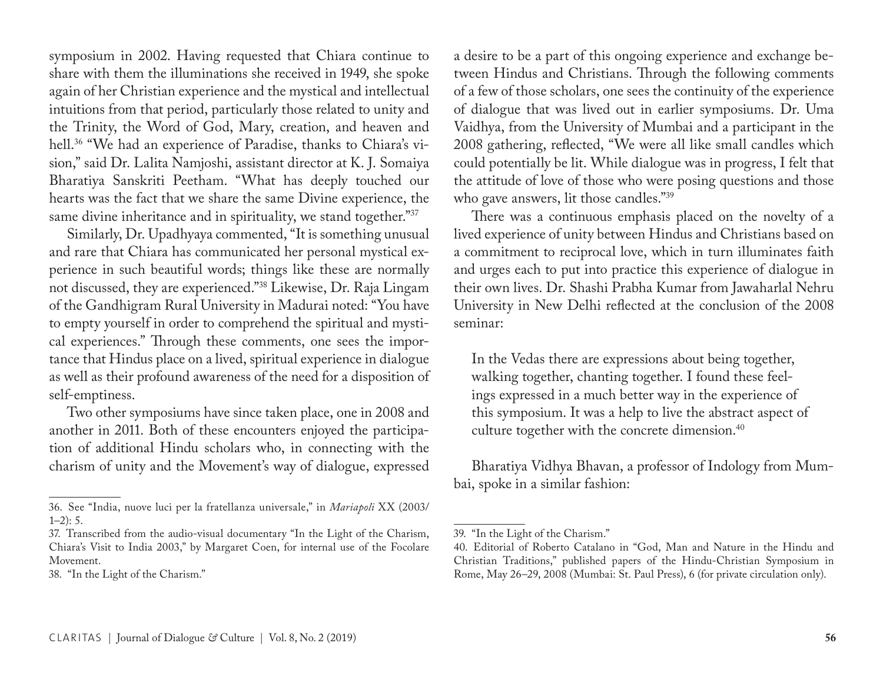symposium in 2002. Having requested that Chiara continue to share with them the illuminations she received in 1949, she spoke again of her Christian experience and the mystical and intellectual intuitions from that period, particularly those related to unity and the Trinity, the Word of God, Mary, creation, and heaven and hell.[36] "We had an experience of Paradise, thanks to Chiara's vision," said Dr. Lalita Namjoshi, assistant director at K. J. Somaiya Bharatiya Sanskriti Peetham. "What has deeply touched our hearts was the fact that we share the same Divine experience, the same divine inheritance and in spirituality, we stand together."[37]

Similarly, Dr. Upadhyaya commented, "It is something unusual and rare that Chiara has communicated her personal mystical experience in such beautiful words; things like these are normally not discussed, they are experienced."[38] Likewise, Dr. Raja Lingam of the Gandhigram Rural University in Madurai noted: "You have to empty yourself in order to comprehend the spiritual and mystical experiences." Through these comments, one sees the importance that Hindus place on a lived, spiritual experience in dialogue as well as their profound awareness of the need for a disposition of self-emptiness.

Two other symposiums have since taken place, one in 2008 and another in 2011. Both of these encounters enjoyed the participation of additional Hindu scholars who, in connecting with the charism of unity and the Movement's way of dialogue, expressed a desire to be a part of this ongoing experience and exchange between Hindus and Christians. Through the following comments of a few of those scholars, one sees the continuity of the experience of dialogue that was lived out in earlier symposiums. Dr. Uma Vaidhya, from the University of Mumbai and a participant in the 2008 gathering, reflected, "We were all like small candles which could potentially be lit. While dialogue was in progress, I felt that the attitude of love of those who were posing questions and those who gave answers, lit those candles."[39]

There was a continuous emphasis placed on the novelty of a lived experience of unity between Hindus and Christians based on a commitment to reciprocal love, which in turn illuminates faith and urges each to put into practice this experience of dialogue in their own lives. Dr. Shashi Prabha Kumar from Jawaharlal Nehru University in New Delhi reflected at the conclusion of the 2008 seminar:

> In the Vedas there are expressions about being together, walking together, chanting together. I found these feelings expressed in a much better way in the experience of this symposium. It was a help to live the abstract aspect of culture together with the concrete dimension.[40]

Bharatiya Vidhya Bhavan, a professor of Indology from Mumbai, spoke in a similar fashion:

---

36. See "India, nuove luci per la fratellanza universale," in *Mariapoli* XX (2003/1–2): 5.

37. Transcribed from the audio-visual documentary "In the Light of the Charism, Chiara's Visit to India 2003," by Margaret Coen, for internal use of the Focolare Movement.

38. "In the Light of the Charism."

39. "In the Light of the Charism."

40. Editorial of Roberto Catalano in "God, Man and Nature in the Hindu and Christian Traditions," published papers of the Hindu-Christian Symposium in Rome, May 26–29, 2008 (Mumbai: St. Paul Press), 6 (for private circulation only).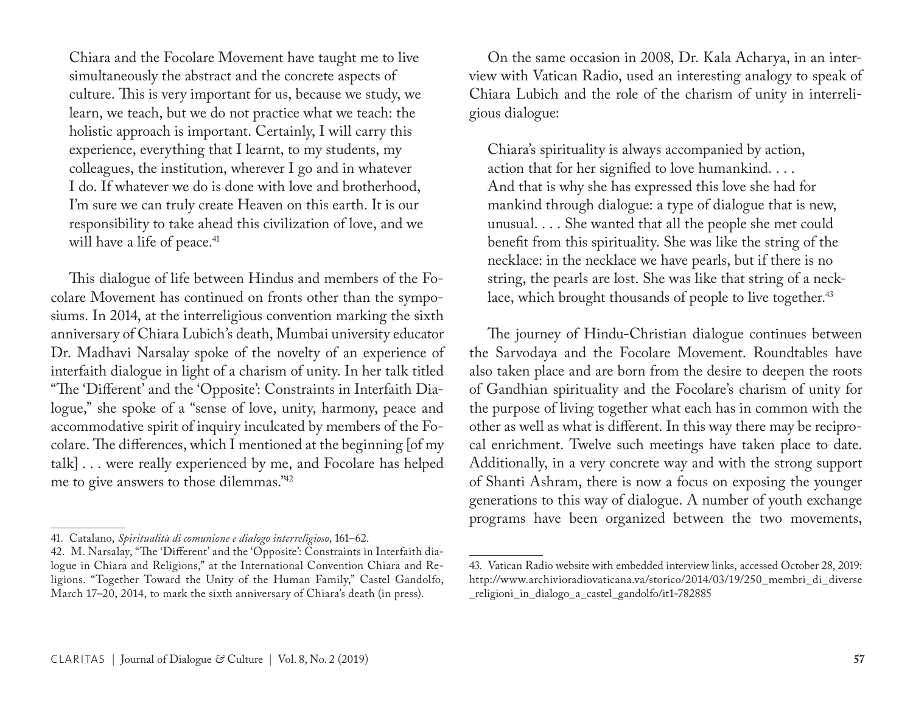> Chiara and the Focolare Movement have taught me to live simultaneously the abstract and the concrete aspects of culture. This is very important for us, because we study, we learn, we teach, but we do not practice what we teach: the holistic approach is important. Certainly, I will carry this experience, everything that I learnt, to my students, my colleagues, the institution, wherever I go and in whatever I do. If whatever we do is done with love and brotherhood, I'm sure we can truly create Heaven on this earth. It is our responsibility to take ahead this civilization of love, and we will have a life of peace.[41]

This dialogue of life between Hindus and members of the Focolare Movement has continued on fronts other than the symposiums. In 2014, at the interreligious convention marking the sixth anniversary of Chiara Lubich's death, Mumbai university educator Dr. Madhavi Narsalay spoke of the novelty of an experience of interfaith dialogue in light of a charism of unity. In her talk titled "The 'Different' and the 'Opposite': Constraints in Interfaith Dialogue," she spoke of a "sense of love, unity, harmony, peace and accommodative spirit of inquiry inculcated by members of the Focolare. The differences, which I mentioned at the beginning [of my talk] . . . were really experienced by me, and Focolare has helped me to give answers to those dilemmas."[42]

On the same occasion in 2008, Dr. Kala Acharya, in an interview with Vatican Radio, used an interesting analogy to speak of Chiara Lubich and the role of the charism of unity in interreligious dialogue:

> Chiara's spirituality is always accompanied by action, action that for her signified to love humankind. . . . And that is why she has expressed this love she had for mankind through dialogue: a type of dialogue that is new, unusual. . . . She wanted that all the people she met could benefit from this spirituality. She was like the string of the necklace: in the necklace we have pearls, but if there is no string, the pearls are lost. She was like that string of a necklace, which brought thousands of people to live together.[43]

The journey of Hindu-Christian dialogue continues between the Sarvodaya and the Focolare Movement. Roundtables have also taken place and are born from the desire to deepen the roots of Gandhian spirituality and the Focolare's charism of unity for the purpose of living together what each has in common with the other as well as what is different. In this way there may be reciprocal enrichment. Twelve such meetings have taken place to date. Additionally, in a very concrete way and with the strong support of Shanti Ashram, there is now a focus on exposing the younger generations to this way of dialogue. A number of youth exchange programs have been organized between the two movements,

---

41. Catalano, *Spiritualità di comunione e dialogo interreligioso*, 161–62.

42. M. Narsalay, "The 'Different' and the 'Opposite': Constraints in Interfaith dialogue in Chiara and Religions," at the International Convention Chiara and Religions. "Together Toward the Unity of the Human Family," Castel Gandolfo, March 17–20, 2014, to mark the sixth anniversary of Chiara's death (in press).

43. Vatican Radio website with embedded interview links, accessed October 28, 2019: http://www.archivioradiovaticana.va/storico/2014/03/19/250_membri_di_diverse_religioni_in_dialogo_a_castel_gandolfo/it1-782885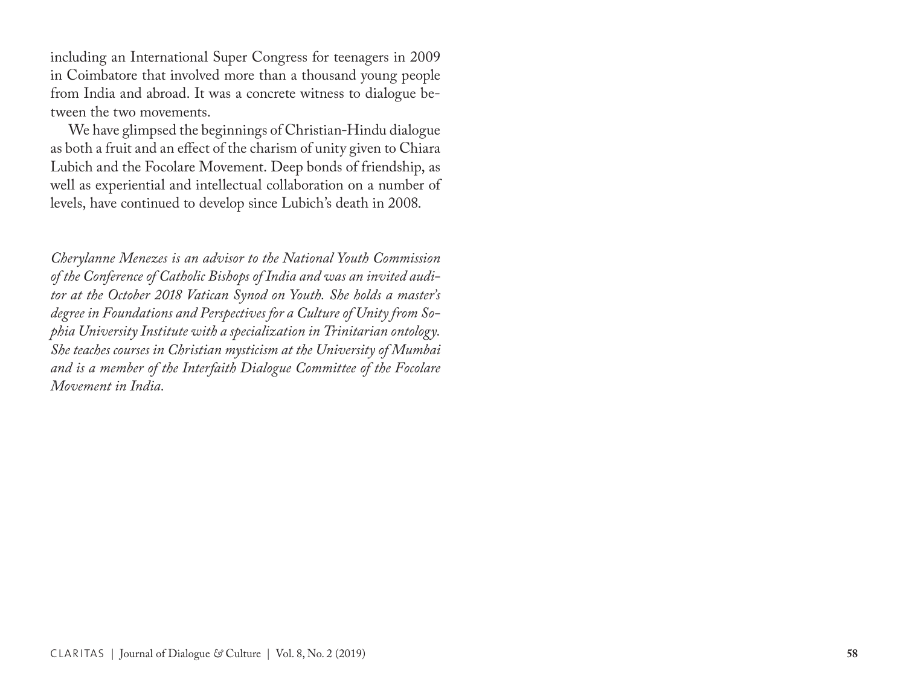including an International Super Congress for teenagers in 2009 in Coimbatore that involved more than a thousand young people from India and abroad. It was a concrete witness to dialogue between the two movements.

We have glimpsed the beginnings of Christian-Hindu dialogue as both a fruit and an effect of the charism of unity given to Chiara Lubich and the Focolare Movement. Deep bonds of friendship, as well as experiential and intellectual collaboration on a number of levels, have continued to develop since Lubich's death in 2008.

*Cherylanne Menezes is an advisor to the National Youth Commission of the Conference of Catholic Bishops of India and was an invited auditor at the October 2018 Vatican Synod on Youth. She holds a master's degree in Foundations and Perspectives for a Culture of Unity from Sophia University Institute with a specialization in Trinitarian ontology. She teaches courses in Christian mysticism at the University of Mumbai and is a member of the Interfaith Dialogue Committee of the Focolare Movement in India.*